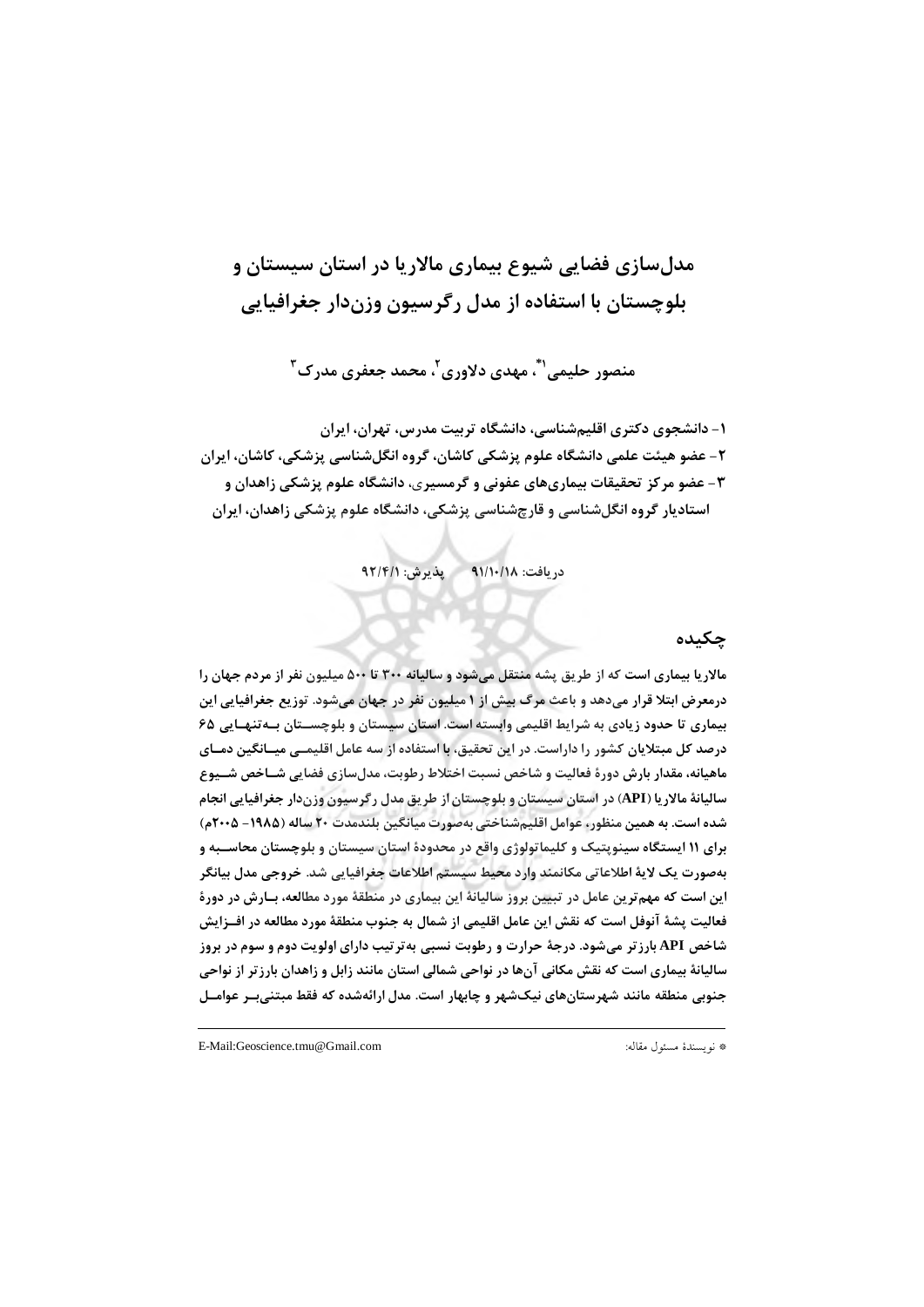# مدل‌سازی فضایی شیوع بیماری مالاریا در استان سیستان و بلوچستان با استفاده از مدل رگرسیون وزن‌دار جغرافیایی

**منصور حلیمی[1*]، مهدی دلاوری[2]، محمد جعفری مدرک[3]**

۱- دانشجوی دکتری اقلیم‌شناسی، دانشگاه تربیت مدرس، تهران، ایران
۲- عضو هیئت علمی دانشگاه علوم پزشکی کاشان، گروه انگل‌شناسی پزشکی، کاشان، ایران
۳- عضو مرکز تحقیقات بیماری‌های عفونی و گرمسیری، دانشگاه علوم پزشکی زاهدان و استادیار گروه انگل‌شناسی و قارچ‌شناسی پزشکی، دانشگاه علوم پزشکی زاهدان، ایران

دریافت: ۹۱/۱۰/۱۸ پذیرش: ۹۲/۴/۱

## چکیده

مالاریا بیماری است که از طریق پشه منتقل می‌شود و سالیانه ۳۰۰ تا ۵۰۰ میلیون نفر از مردم جهان را درمعرض ابتلا قرار می‌دهد و باعث مرگ بیش از ۱ میلیون نفر در جهان می‌شود. توزیع جغرافیایی این بیماری تا حدود زیادی به شرایط اقلیمی وابسته است. استان سیستان و بلوچستان به‌تنهایی ۶۵ درصد کل مبتلایان کشور را داراست. در این تحقیق، با استفاده از سه عامل اقلیمی میانگین دمای ماهیانه، مقدار بارش دورهٔ فعالیت و شاخص نسبت اختلاط رطوبت، مدل‌سازی فضایی شاخص شیوع سالیانهٔ مالاریا (API) در استان سیستان و بلوچستان از طریق مدل رگرسیون وزن‌دار جغرافیایی انجام شده است. به همین منظور، عوامل اقلیم‌شناختی به‌صورت میانگین بلندمدت ۲۰ ساله (۱۹۸۵- ۲۰۰۵م) برای ۱۱ ایستگاه سینوپتیک و کلیماتولوژی واقع در محدودهٔ استان سیستان و بلوچستان محاسبه و به‌صورت یک لایهٔ اطلاعاتی مکانمند وارد محیط سیستم اطلاعات جغرافیایی شد. خروجی مدل بیانگر این است که مهم‌ترین عامل در تبیین بروز سالیانهٔ این بیماری در منطقهٔ مورد مطالعه، بارش در دورهٔ فعالیت پشهٔ آنوفل است که نقش این عامل اقلیمی از شمال به جنوب منطقهٔ مورد مطالعه در افزایش شاخص API بارزتر می‌شود. درجهٔ حرارت و رطوبت نسبی به‌ترتیب دارای اولویت دوم و سوم در بروز سالیانهٔ بیماری است که نقش مکانی آن‌ها در نواحی شمالی استان مانند زابل و زاهدان بارزتر از نواحی جنوبی منطقه مانند شهرستان‌های نیک‌شهر و چابهار است. مدل ارائه‌شده که فقط مبتنی‌بر عوامل

---

* نویسندهٔ مسئول مقاله: E-Mail:Geoscience.tmu@Gmail.com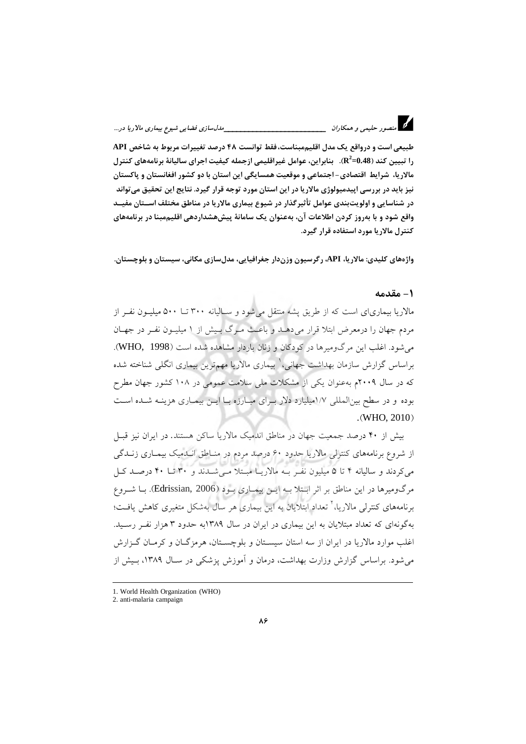**طبیعی است و درواقع یک مدل اقلیم‌مبناست، فقط توانست ۴۸ درصد تغییرات مربوط به شاخص API را تبیین کند ($R^2$=0.48). بنابراین، عوامل غیراقلیمی ازجمله کیفیت اجرای سالیانهٔ برنامه‌های کنترل مالاریا، شرایط اقتصادی-اجتماعی و موقعیت همسایگی این استان با دو کشور افغانستان و پاکستان نیز باید در بررسی اپیدمیولوژی مالاریا در این استان مورد توجه قرار گیرد. نتایج این تحقیق می‌تواند در شناسایی و اولویت‌بندی عوامل تأثیرگذار در شیوع بیماری مالاریا در مناطق مختلف استان مفید واقع شود و با به‌روز کردن اطلاعات آن، به‌عنوان یک سامانهٔ پیش‌هشداردهی اقلیم‌مبنا در برنامه‌های کنترل مالاریا مورد استفاده قرار گیرد.**

**واژه‌های کلیدی: مالاریا، API، رگرسیون وزن‌دار جغرافیایی، مدل‌سازی مکانی، سیستان و بلوچستان.**

## ۱- مقدمه

مالاریا بیماری‌ای است که از طریق پشه منتقل می‌شود و سالیانه ۳۰۰ تا ۵۰۰ میلیون نفر از مردم جهان را درمعرض ابتلا قرار می‌دهد و باعث مرگ بیش از ۱ میلیون نفر در جهان می‌شود. اغلب این مرگ‌ومیرها در کودکان و زنان باردار مشاهده شده است (WHO, 1998). براساس گزارش سازمان بهداشت جهانی،[1] بیماری مالاریا مهم‌ترین بیماری انگلی شناخته شده که در سال ۲۰۰۹م به‌عنوان یکی از مشکلات ملی سلامت عمومی در ۱۰۸ کشور جهان مطرح بوده و در سطح بین‌المللی ۱/۷میلیارد دلار برای مبارزه با این بیماری هزینه شده است (WHO, 2010).

بیش از ۴۰ درصد جمعیت جهان در مناطق اندمیک مالاریا ساکن هستند. در ایران نیز قبل از شروع برنامه‌های کنترلی مالاریا حدود ۶۰ درصد مردم در مناطق اندمیک بیماری زندگی می‌کردند و سالیانه ۴ تا ۵ میلیون نفر به مالاریا مبتلا می‌شدند و ۳۰ تا ۴۰ درصد کل مرگ‌ومیرها در این مناطق بر اثر ابتلا به این بیماری بود (Edrissian, 2006). با شروع برنامه‌های کنترلی مالاریا،[2] تعداد ابتلایان به این بیماری هر سال به‌شکل متغیری کاهش یافت؛ به‌گونه‌ای که تعداد مبتلایان به این بیماری در ایران در سال ۱۳۸۹به حدود ۳ هزار نفر رسید. اغلب موارد مالاریا در ایران از سه استان سیستان و بلوچستان، هرمزگان و کرمان گزارش می‌شود. براساس گزارش وزارت بهداشت، درمان و آموزش پزشکی در سال ۱۳۸۹، بیش از

---

1. World Health Organization (WHO)
2. anti-malaria campaign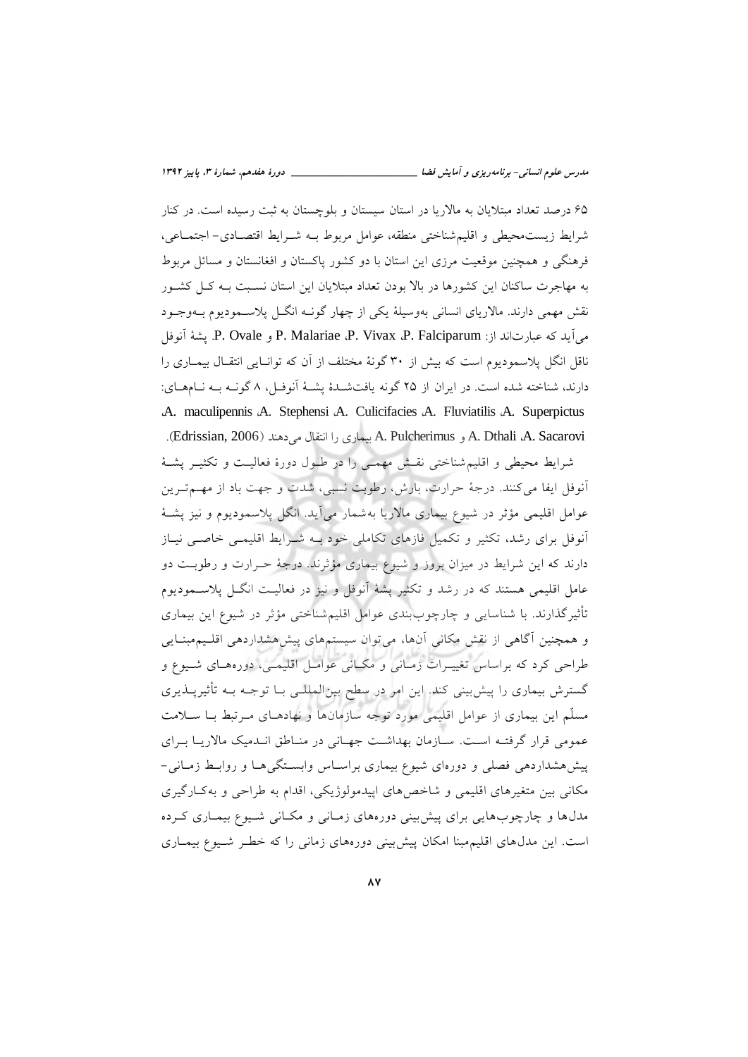۶۵ درصد تعداد مبتلایان به مالاریا در استان سیستان و بلوچستان به ثبت رسیده است. در کنار شرایط زیست‌محیطی و اقلیم‌شناختی منطقه، عوامل مربوط بـه شـرایط اقتصـادی- اجتمـاعی، فرهنگی و همچنین موقعیت مرزی این استان با دو کشور پاکستان و افغانستان و مسائل مربوط به مهاجرت ساکنان این کشورها در بالا بودن تعداد مبتلایان این استان نسـبت بـه کـل کشـور نقش مهمی دارند. مالاریای انسانی به‌وسیلهٔ یکی از چهار گونـه انگـل پلاسـمودیوم بـه‌وجـود می‌آید که عبارت‌اند از: P. Falciparum، P. Vivax، P. Malariae و P. Ovale. پشهٔ آنوفل ناقل انگل پلاسمودیوم است که بیش از ۳۰ گونهٔ مختلف از آن که توانـایی انتقـال بیمـاری را دارند، شناخته شده است. در ایران از ۲۵ گونه یافت‌شـدهٔ پشـهٔ آنوفـل، ۸ گونـه بـه نـام‌هـای: A. Superpictus، A. Fluviatilis، A. Culicifacies، A. Stephensi، A. maculipennis، A. Sacarovi، A. Dthali و A. Pulcherimus بیماری را انتقال می‌دهند (Edrissian, 2006).

شرایط محیطی و اقلیم‌شناختی نقـش مهمـی را در طـول دورهٔ فعالیـت و تکثیـر پشـهٔ آنوفل ایفا می‌کنند. درجهٔ حرارت، بارش، رطوبت نسبی، شدت و جهت باد از مهـم‌تـرین عوامل اقلیمی مؤثر در شیوع بیماری مالاریا به‌شمار می‌آید. انگل پلاسمودیوم و نیز پشـهٔ آنوفل برای رشد، تکثیر و تکمیل فازهای تکاملی خود بـه شـرایط اقلیمـی خاصـی نیـاز دارند که این شرایط در میزان بروز و شیوع بیماری مؤثرند. درجهٔ حـرارت و رطوبـت دو عامل اقلیمی هستند که در رشد و تکثیر پشهٔ آنوفل و نیز در فعالیـت انگـل پلاسـمودیوم تأثیرگذارند. با شناسایی و چارچوب‌بندی عوامل اقلیم‌شناختی مؤثر در شیوع این بیماری و همچنین آگاهی از نقش مکانی آن‌ها، می‌توان سیستم‌های پیش‌هشداردهی اقلـیم‌مبنـایی طراحی کرد که براساس تغییـرات زمـانی و مکـانی عوامـل اقلیمـی، دوره‌هـای شـیوع و گسترش بیماری را پیش‌بینی کند. این امر در سطح بین‌المللـی بـا توجـه بـه تأثیرپـذیری مسلّم این بیماری از عوامل اقلیمی مورد توجه سازمان‌ها و نهادهـای مـرتبط بـا سـلامت عمومی قرار گرفتـه اسـت. سـازمان بهداشـت جهـانی در منـاطق انـدمیک مالاریـا بـرای پیش‌هشداردهی فصلی و دوره‌ای شیوع بیماری براسـاس وابسـتگی‌هـا و روابـط زمـانی- مکانی بین متغیرهای اقلیمی و شاخص‌های اپیدمولوژیکی، اقدام به طراحی و به‌کـارگیری مدل‌ها و چارچوب‌هایی برای پیش‌بینی دوره‌های زمـانی و مکـانی شـیوع بیمـاری کـرده است. این مدل‌های اقلیم‌مبنا امکان پیش‌بینی دوره‌های زمانی را که خطـر شـیوع بیمـاری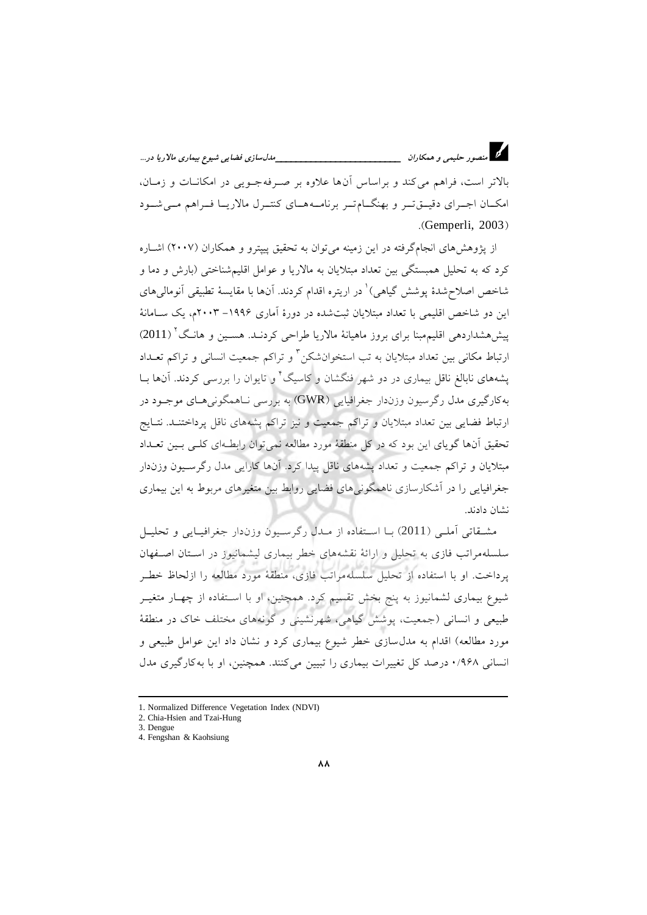بالاتر است، فراهم می‌کند و براساس آن‌ها علاوه بر صرفه‌جویی در امکانات و زمان، امکان اجرای دقیق‌تر و بهنگام‌تر برنامه‌های کنترل مالاریا فراهم می‌شود (Gemperli, 2003).

از پژوهش‌های انجام‌گرفته در این زمینه می‌توان به تحقیق پیپترو و همکاران (۲۰۰۷) اشاره کرد که به تحلیل همبستگی بین تعداد مبتلایان به مالاریا و عوامل اقلیم‌شناختی (بارش و دما و شاخص اصلاح‌شدهٔ پوشش گیاهی)[1] در اریتره اقدام کردند. آن‌ها با مقایسهٔ تطبیقی آنومالی‌های این دو شاخص اقلیمی با تعداد مبتلایان ثبت‌شده در دورهٔ آماری ۱۹۹۶- ۲۰۰۳م، یک سامانهٔ پیش‌هشداردهی اقلیم‌مبنا برای بروز ماهیانهٔ مالاریا طراحی کردند. هسین و هانگ[2] (2011) ارتباط مکانی بین تعداد مبتلایان به تب استخوان‌شکن[3] و تراکم جمعیت انسانی و تراکم تعداد پشه‌های نابالغ ناقل بیماری در دو شهر فنگشان و کاسیگ[4] و تایوان را بررسی کردند. آن‌ها با به‌کارگیری مدل رگرسیون وزن‌دار جغرافیایی (GWR) به بررسی ناهمگونی‌های موجود در ارتباط فضایی بین تعداد مبتلایان و تراکم جمعیت و نیز تراکم پشه‌های ناقل پرداختند. نتایج تحقیق آن‌ها گویای این بود که در کل منطقهٔ مورد مطالعه نمی‌توان رابطه‌ای کلی بین تعداد مبتلایان و تراکم جمعیت و تعداد پشه‌های ناقل پیدا کرد. آن‌ها کارایی مدل رگرسیون وزن‌دار جغرافیایی را در آشکارسازی ناهمگونی‌های فضایی روابط بین متغیرهای مربوط به این بیماری نشان دادند.

مشقاتی آملی (2011) با استفاده از مدل رگرسیون وزن‌دار جغرافیایی و تحلیل سلسله‌مراتب فازی به تحلیل و ارائهٔ نقشه‌های خطر بیماری لیشمانیوز در استان اصفهان پرداخت. او با استفاده از تحلیل سلسله‌مراتب فازی، منطقهٔ مورد مطالعه را ازلحاظ خطر شیوع بیماری لشمانیوز به پنج بخش تقسیم کرد. همچنین، او با استفاده از چهار متغیر طبیعی و انسانی (جمعیت، پوشش گیاهی، شهرنشینی و گونه‌های مختلف خاک در منطقهٔ مورد مطالعه) اقدام به مدل‌سازی خطر شیوع بیماری کرد و نشان داد این عوامل طبیعی و انسانی ۰/۹۶۸ درصد کل تغییرات بیماری را تبیین می‌کنند. همچنین، او با به‌کارگیری مدل

---

1. Normalized Difference Vegetation Index (NDVI)
2. Chia-Hsien and Tzai-Hung
3. Dengue
4. Fengshan & Kaohsiung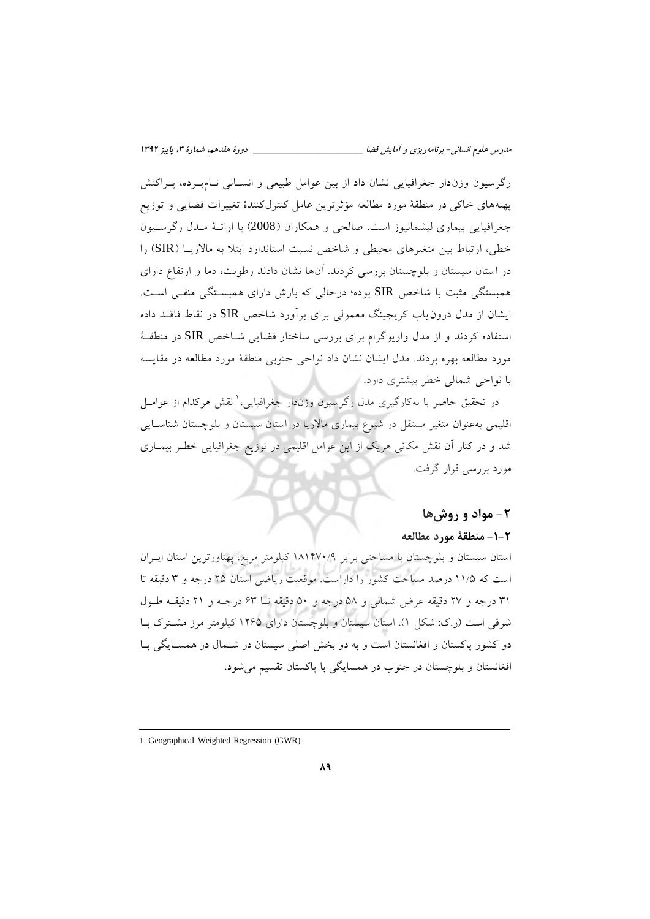رگرسیون وزن‌دار جغرافیایی نشان داد از بین عوامل طبیعی و انسانی نام‌برده، پراکنش پهنه‌های خاکی در منطقهٔ مورد مطالعه مؤثرترین عامل کنترل‌کنندهٔ تغییرات فضایی و توزیع جغرافیایی بیماری لیشمانیوز است. صالحی و همکاران (2008) با ارائهٔ مدل رگرسیون خطی، ارتباط بین متغیرهای محیطی و شاخص نسبت استاندارد ابتلا به مالاریا (SIR) را در استان سیستان و بلوچستان بررسی کردند. آن‌ها نشان دادند رطوبت، دما و ارتفاع دارای همبستگی مثبت با شاخص SIR بوده؛ درحالی که بارش دارای همبستگی منفی است. ایشان از مدل درون‌یاب کریجینگ معمولی برای برآورد شاخص SIR در نقاط فاقد داده استفاده کردند و از مدل واریوگرام برای بررسی ساختار فضایی شاخص SIR در منطقهٔ مورد مطالعه بهره بردند. مدل ایشان نشان داد نواحی جنوبی منطقهٔ مورد مطالعه در مقایسه با نواحی شمالی خطر بیشتری دارد.

در تحقیق حاضر با به‌کارگیری مدل رگرسیون وزن‌دار جغرافیایی،[1] نقش هرکدام از عوامل اقلیمی به‌عنوان متغیر مستقل در شیوع بیماری مالاریا در استان سیستان و بلوچستان شناسایی شد و در کنار آن نقش مکانی هریک از این عوامل اقلیمی در توزیع جغرافیایی خطر بیماری مورد بررسی قرار گرفت.

## ۲- مواد و روش‌ها

### ۲-۱- منطقهٔ مورد مطالعه

استان سیستان و بلوچستان با مساحتی برابر ۱۸۱۴۷۰/۹ کیلومتر مربع، پهناورترین استان ایران است که ۱۱/۵ درصد مساحت کشور را داراست. موقعیت ریاضی استان ۲۵ درجه و ۳ دقیقه تا ۳۱ درجه و ۲۷ دقیقه عرض شمالی و ۵۸ درجه و ۵۰ دقیقه تا ۶۳ درجه و ۲۱ دقیقه طول شرقی است (ر.ک: شکل ۱). استان سیستان و بلوچستان دارای ۱۲۶۵ کیلومتر مرز مشترک با دو کشور پاکستان و افغانستان است و به دو بخش اصلی سیستان در شمال در همسایگی با افغانستان و بلوچستان در جنوب در همسایگی با پاکستان تقسیم می‌شود.

---

1. Geographical Weighted Regression (GWR)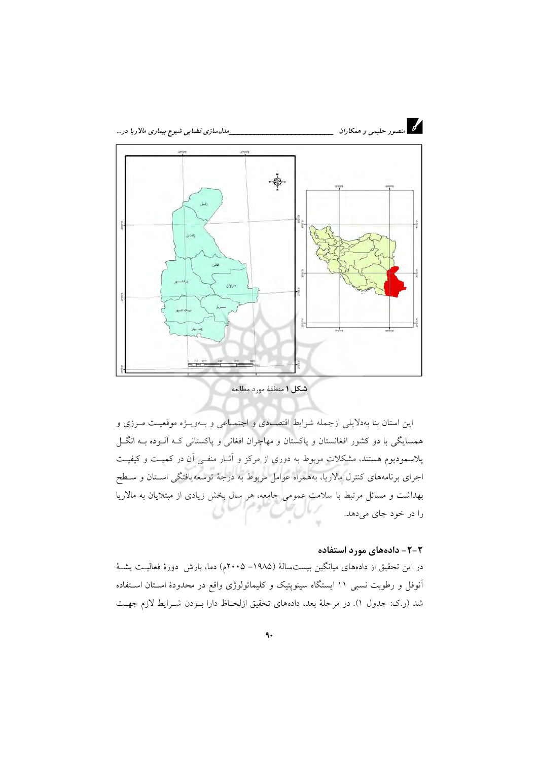شکل ۱ منطقهٔ مورد مطالعه

این استان بنا به‌دلایلی ازجمله شرایط اقتصادی و اجتماعی و به‌ویژه موقعیت مرزی و همسایگی با دو کشور افغانستان و پاکستان و مهاجران افغانی و پاکستانی که آلوده به انگل پلاسمودیوم هستند، مشکلات مربوط به دوری از مرکز و آثار منفی آن در کمیت و کیفیت اجرای برنامه‌های کنترل مالاریا، به‌همراه عوامل مربوط به درجهٔ توسعه‌یافتگی استان و سطح بهداشت و مسائل مرتبط با سلامت عمومی جامعه، هر سال بخش زیادی از مبتلایان به مالاریا را در خود جای می‌دهد.

### ۲-۲- داده‌های مورد استفاده

در این تحقیق از داده‌های میانگین بیست‌سالهٔ (۱۹۸۵- ۲۰۰۵م) دما، بارش دورهٔ فعالیت پشهٔ آنوفل و رطوبت نسبی ۱۱ ایستگاه سینوپتیک و کلیماتولوژی واقع در محدودهٔ استان استفاده شد (ر.ک: جدول ۱). در مرحلهٔ بعد، داده‌های تحقیق ازلحاظ دارا بودن شرایط لازم جهت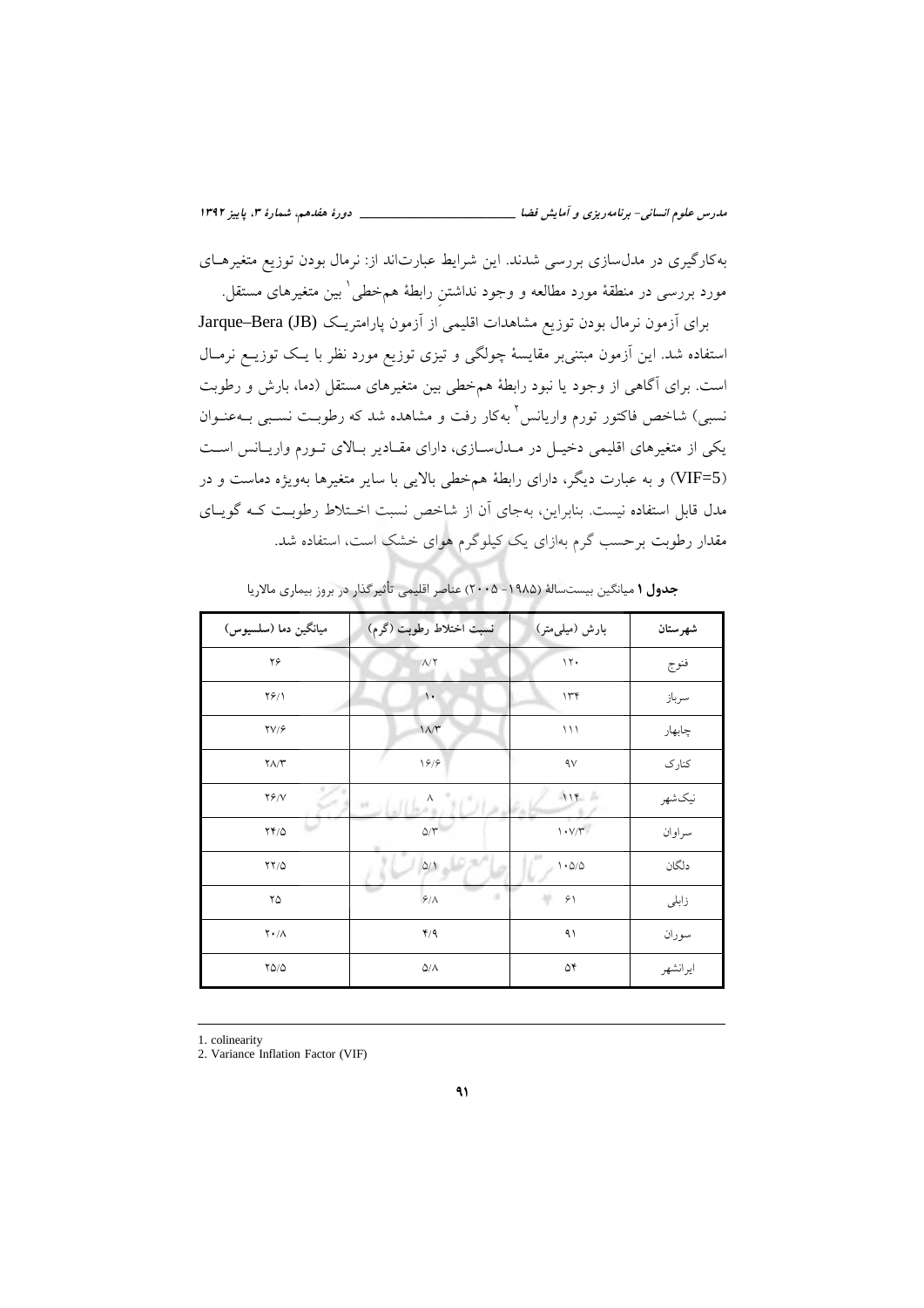به‌کارگیری در مدل‌سازی بررسی شدند. این شرایط عبارت‌اند از: نرمال بودن توزیع متغیرهای مورد بررسی در منطقهٔ مورد مطالعه و وجود نداشتنِ رابطهٔ هم‌خطی[1] بین متغیرهای مستقل.

برای آزمون نرمال بودن توزیع مشاهدات اقلیمی از آزمون پارامتریک Jarque–Bera (JB) استفاده شد. این آزمون مبتنی‌بر مقایسهٔ چولگی و تیزی توزیع مورد نظر با یک توزیع نرمال است. برای آگاهی از وجود یا نبود رابطهٔ هم‌خطی بین متغیرهای مستقل (دما، بارش و رطوبت نسبی) شاخص فاکتور تورم واریانس[2] به‌کار رفت و مشاهده شد که رطوبت نسبی به‌عنوان یکی از متغیرهای اقلیمی دخیل در مدل‌سازی، دارای مقادیر بالای تورم واریانس است (VIF=5) و به عبارت دیگر، دارای رابطهٔ هم‌خطی بالایی با سایر متغیرها به‌ویژه دماست و در مدل قابل استفاده نیست. بنابراین، به‌جای آن از شاخص نسبت اختلاط رطوبت که گویای مقدار رطوبت برحسب گرم به‌ازای یک کیلوگرم هوای خشک است، استفاده شد.

**جدول ۱** میانگین بیست‌سالهٔ (۱۹۸۵- ۲۰۰۵) عناصر اقلیمی تأثیرگذار در بروز بیماری مالاریا

| شهرستان | بارش (میلی‌متر) | نسبت اختلاط رطوبت (گرم) | میانگین دما (سلسیوس) |
|---|---|---|---|
| فنوج | ۱۲۰ | ۸/۲ | ۲۶ |
| سرباز | ۱۳۴ | ۱۰ | ۲۶/۱ |
| چابهار | ۱۱۱ | ۱۸/۳ | ۲۷/۶ |
| کنارک | ۹۷ | ۱۶/۶ | ۲۸/۳ |
| نیک‌شهر | ۱۱۴ | ۸ | ۲۶/۷ |
| سراوان | ۱۰۷/۳ | ۵/۳ | ۲۴/۵ |
| دلگان | ۱۰۵/۵ | ۵/۱ | ۲۲/۵ |
| زابلی | ۶۱ | ۶/۸ | ۲۵ |
| سوران | ۹۱ | ۴/۹ | ۲۰/۸ |
| ایرانشهر | ۵۴ | ۵/۸ | ۲۵/۵ |

---

1. colinearity
2. Variance Inflation Factor (VIF)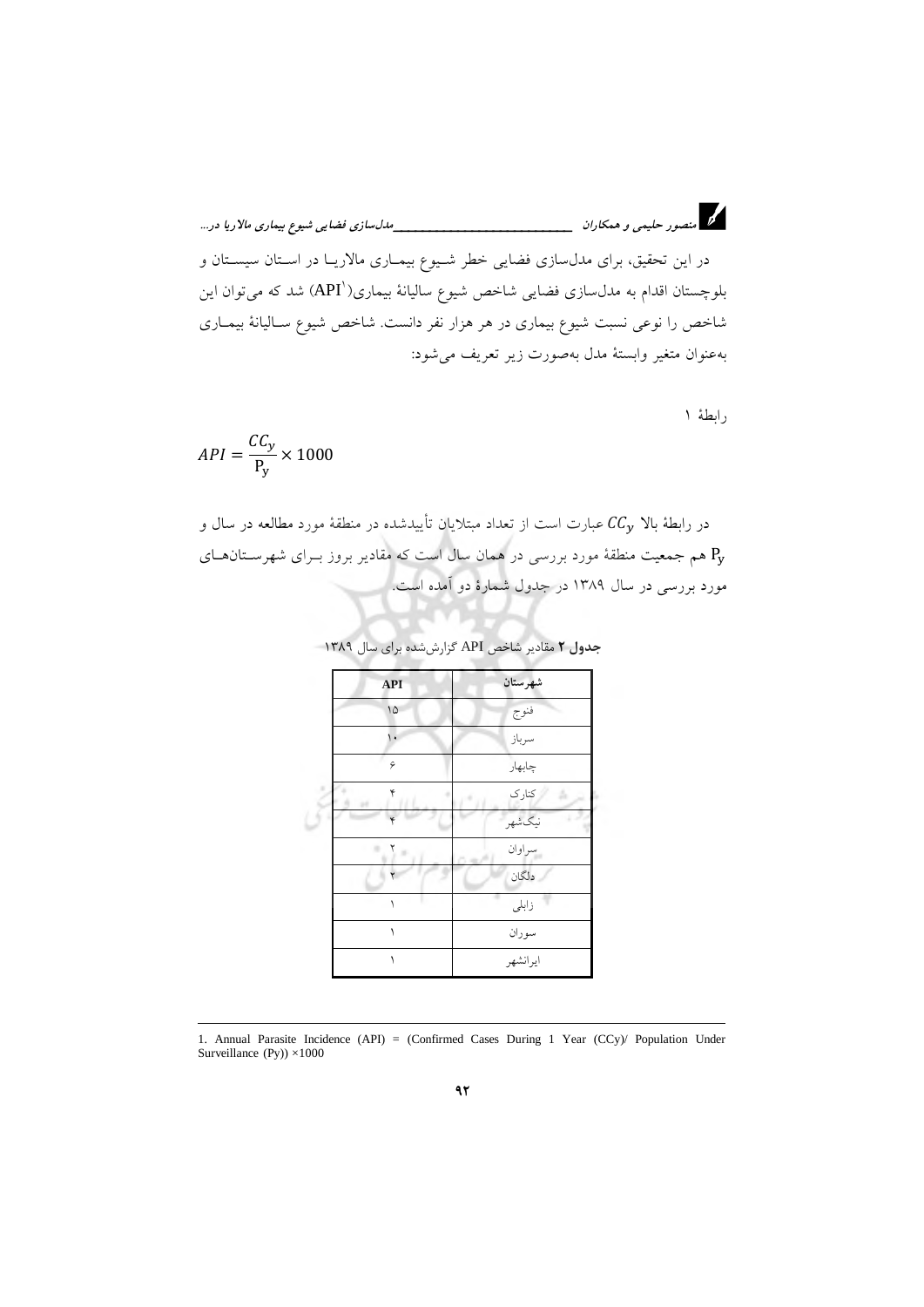در این تحقیق، برای مدل‌سازی فضایی خطر شیوع بیماری مالاریا در استان سیستان و بلوچستان اقدام به مدل‌سازی فضایی شاخص شیوع سالیانهٔ بیماری(API[1]) شد که می‌توان این شاخص را نوعی نسبت شیوع بیماری در هر هزار نفر دانست. شاخص شیوع سالیانهٔ بیماری به‌عنوان متغیر وابستهٔ مدل به‌صورت زیر تعریف می‌شود:

رابطهٔ ۱

$$API = \frac{CC_y}{P_y} \times 1000$$

در رابطهٔ بالا $CC_y$ عبارت است از تعداد مبتلایان تأییدشده در منطقهٔ مورد مطالعه در سال و $P_y$ هم جمعیت منطقهٔ مورد بررسی در همان سال است که مقادیر بروز برای شهرستان‌های مورد بررسی در سال ۱۳۸۹ در جدول شمارهٔ دو آمده است.

**جدول ۲** مقادیر شاخص API گزارش‌شده برای سال ۱۳۸۹

| شهرستان | API |
|---|---|
| فنوج | ۱۵ |
| سرباز | ۱۰ |
| چابهار | ۶ |
| کنارک | ۴ |
| نیک‌شهر | ۴ |
| سراوان | ۲ |
| دلگان | ۲ |
| زابلی | ۱ |
| سوران | ۱ |
| ایرانشهر | ۱ |

---

1. Annual Parasite Incidence (API) = (Confirmed Cases During 1 Year (CCy)/ Population Under Surveillance (Py)) ×1000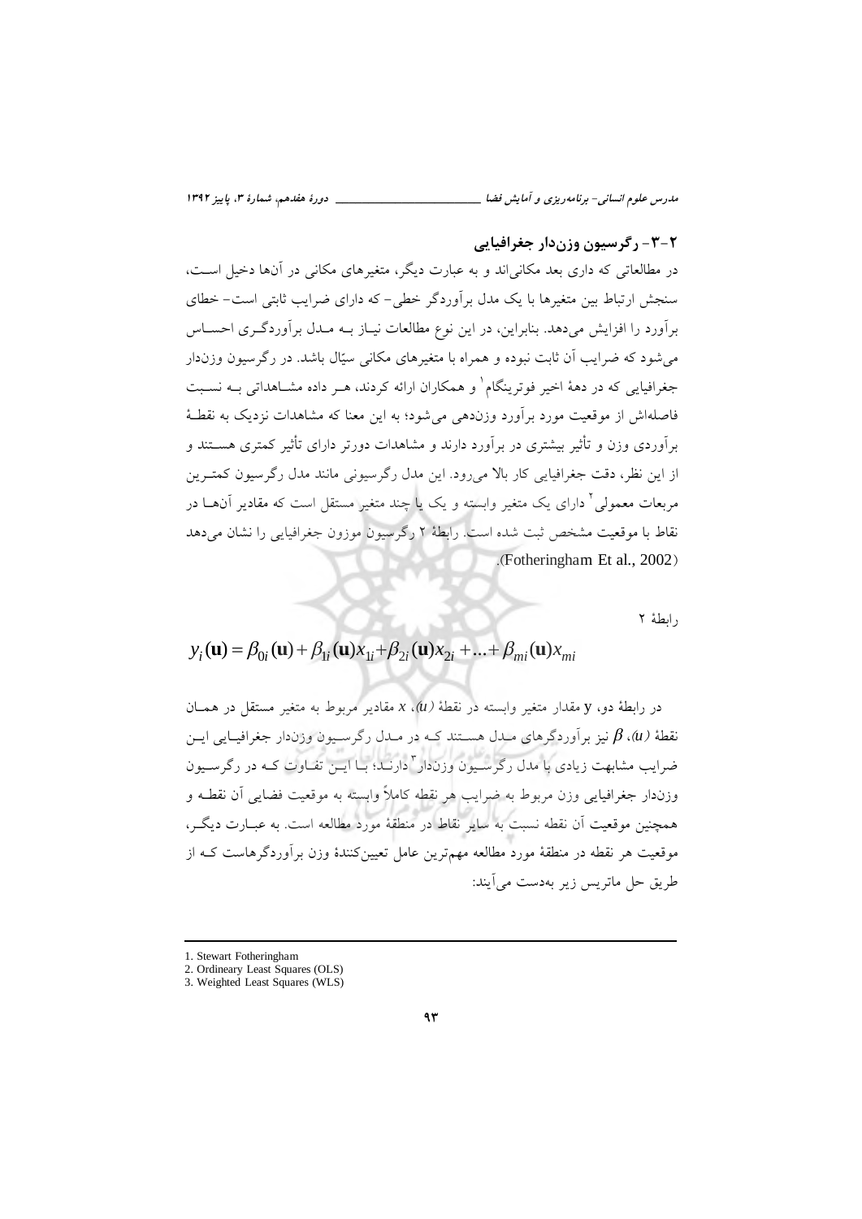## ۲-۳- رگرسیون وزن‌دار جغرافیایی

در مطالعاتی که داری بعد مکانی‌اند و به عبارت دیگر، متغیرهای مکانی در آن‌ها دخیل است، سنجش ارتباط بین متغیرها با یک مدل برآوردگر خطی- که دارای ضرایب ثابتی است- خطای برآورد را افزایش می‌دهد. بنابراین، در این نوع مطالعات نیاز به مدل برآوردگری احساس می‌شود که ضرایب آن ثابت نبوده و همراه با متغیرهای مکانی سیّال باشد. در رگرسیون وزن‌دار جغرافیایی که در دهۀ اخیر فوترینگام[1] و همکاران ارائه کردند، هر داده مشاهداتی به نسبت فاصله‌اش از موقعیت مورد برآورد وزن‌دهی می‌شود؛ به این معنا که مشاهدات نزدیک به نقطۀ برآوردی وزن و تأثیر بیشتری در برآورد دارند و مشاهدات دورتر دارای تأثیر کمتری هستند و از این نظر، دقت جغرافیایی کار بالا می‌رود. این مدل رگرسیونی مانند مدل رگرسیون کمترین مربعات معمولی[2] دارای یک متغیر وابسته و یک یا چند متغیر مستقل است که مقادیر آن‌ها در نقاط با موقعیت مشخص ثبت شده است. رابطۀ ۲ رگرسیون موزون جغرافیایی را نشان می‌دهد (Fotheringham Et al., 2002).

رابطۀ ۲

$$y_i(\mathbf{u}) = \beta_{0i}(\mathbf{u}) + \beta_{1i}(\mathbf{u})x_{1i} + \beta_{2i}(\mathbf{u})x_{2i} + \ldots + \beta_{mi}(\mathbf{u})x_{mi}$$

در رابطۀ دو، y مقدار متغیر وابسته در نقطۀ $(u)$، $x$ مقادیر مربوط به متغیر مستقل در همان نقطۀ $(u)$، $\beta$ نیز برآوردگرهای مدل هستند که در مدل رگرسیون وزن‌دار جغرافیایی این ضرایب مشابهت زیادی با مدل رگرسیون وزن‌دار[3] دارند؛ با این تفاوت که در رگرسیون وزن‌دار جغرافیایی وزن مربوط به ضرایب هر نقطه کاملاً وابسته به موقعیت فضایی آن نقطه و همچنین موقعیت آن نقطه نسبت به سایر نقاط در منطقۀ مورد مطالعه است. به عبارت دیگر، موقعیت هر نقطه در منطقۀ مورد مطالعه مهم‌ترین عامل تعیین‌کنندۀ وزن برآوردگرهاست که از طریق حل ماتریس زیر به‌دست می‌آیند:

---

1. Stewart Fotheringham
2. Ordineary Least Squares (OLS)
3. Weighted Least Squares (WLS)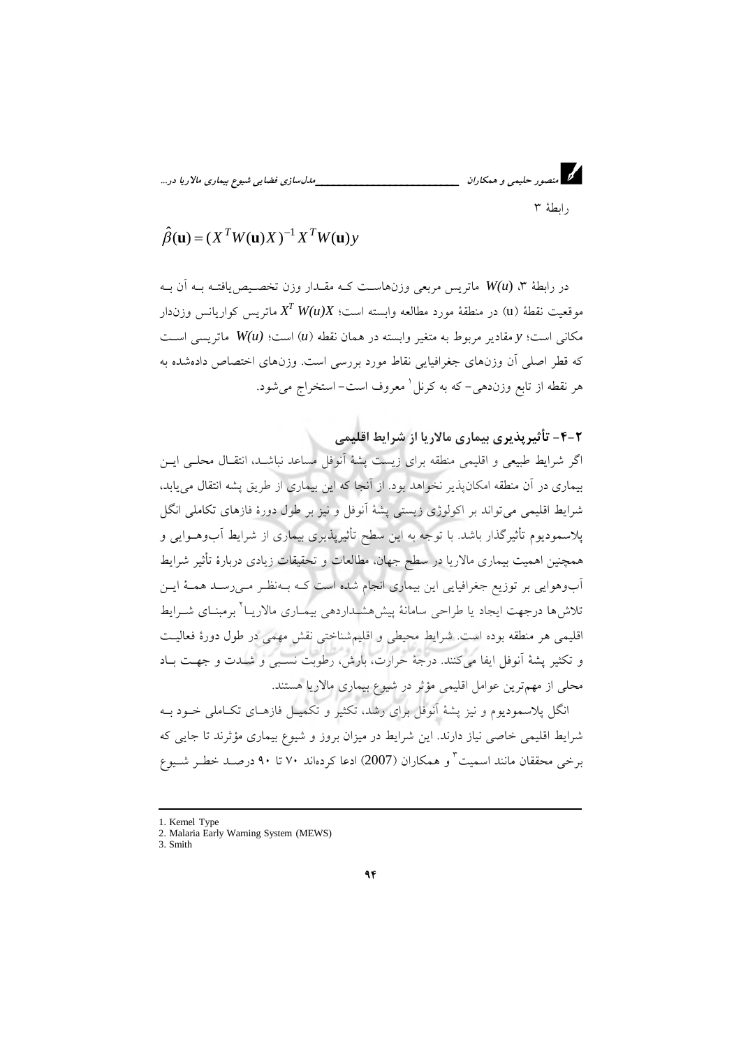رابطهٔ ۳

$$\hat{\beta}(\mathbf{u}) = (X^T W(\mathbf{u}) X)^{-1} X^T W(\mathbf{u}) y$$

در رابطهٔ ۳، $W(u)$ ماتریس مربعی وزن‌هاست که مقدار وزن تخصیص‌یافته به آن به موقعیت نقطهٔ (u) در منطقهٔ مورد مطالعه وابسته است؛ $X^T W(u)X$ ماتریس کواریانس وزن‌دار مکانی است؛ $y$ مقادیر مربوط به متغیر وابسته در همان نقطه $(u)$ است؛ $W(u)$ ماتریسی است که قطر اصلی آن وزن‌های جغرافیایی نقاط مورد بررسی است. وزن‌های اختصاص داده‌شده به هر نقطه از تابع وزن‌دهی- که به کرنل[1] معروف است- استخراج می‌شود.

## ۲-۴- تأثیرپذیری بیماری مالاریا از شرایط اقلیمی

اگر شرایط طبیعی و اقلیمی منطقه برای زیست پشهٔ آنوفل مساعد نباشد، انتقال محلی این بیماری در آن منطقه امکان‌پذیر نخواهد بود. از آنجا که این بیماری از طریق پشه انتقال می‌یابد، شرایط اقلیمی می‌تواند بر اکولوژی زیستی پشهٔ آنوفل و نیز بر طول دورهٔ فازهای تکاملی انگل پلاسمودیوم تأثیرگذار باشد. با توجه به این سطح تأثیرپذیری بیماری از شرایط آب‌وهوایی و همچنین اهمیت بیماری مالاریا در سطح جهان، مطالعات و تحقیقات زیادی دربارهٔ تأثیر شرایط آب‌وهوایی بر توزیع جغرافیایی این بیماری انجام شده است که به‌نظر می‌رسد همهٔ این تلاش‌ها درجهت ایجاد یا طراحی سامانهٔ پیش‌هشداردهی بیماری مالاریا[2] برمبنای شرایط اقلیمی هر منطقه بوده است. شرایط محیطی و اقلیم‌شناختی نقش مهمی در طول دورهٔ فعالیت و تکثیر پشهٔ آنوفل ایفا می‌کنند. درجهٔ حرارت، بارش، رطوبت نسبی و شدت و جهت باد محلی از مهم‌ترین عوامل اقلیمی مؤثر در شیوع بیماری مالاریا هستند.

انگل پلاسمودیوم و نیز پشهٔ آنوفل برای رشد، تکثیر و تکمیل فازهای تکاملی خود به شرایط اقلیمی خاصی نیاز دارند. این شرایط در میزان بروز و شیوع بیماری مؤثرند تا جایی که برخی محققان مانند اسمیت[3] و همکاران (2007) ادعا کرده‌اند ۷۰ تا ۹۰ درصد خطر شیوع

---

1. Kernel Type
2. Malaria Early Warning System (MEWS)
3. Smith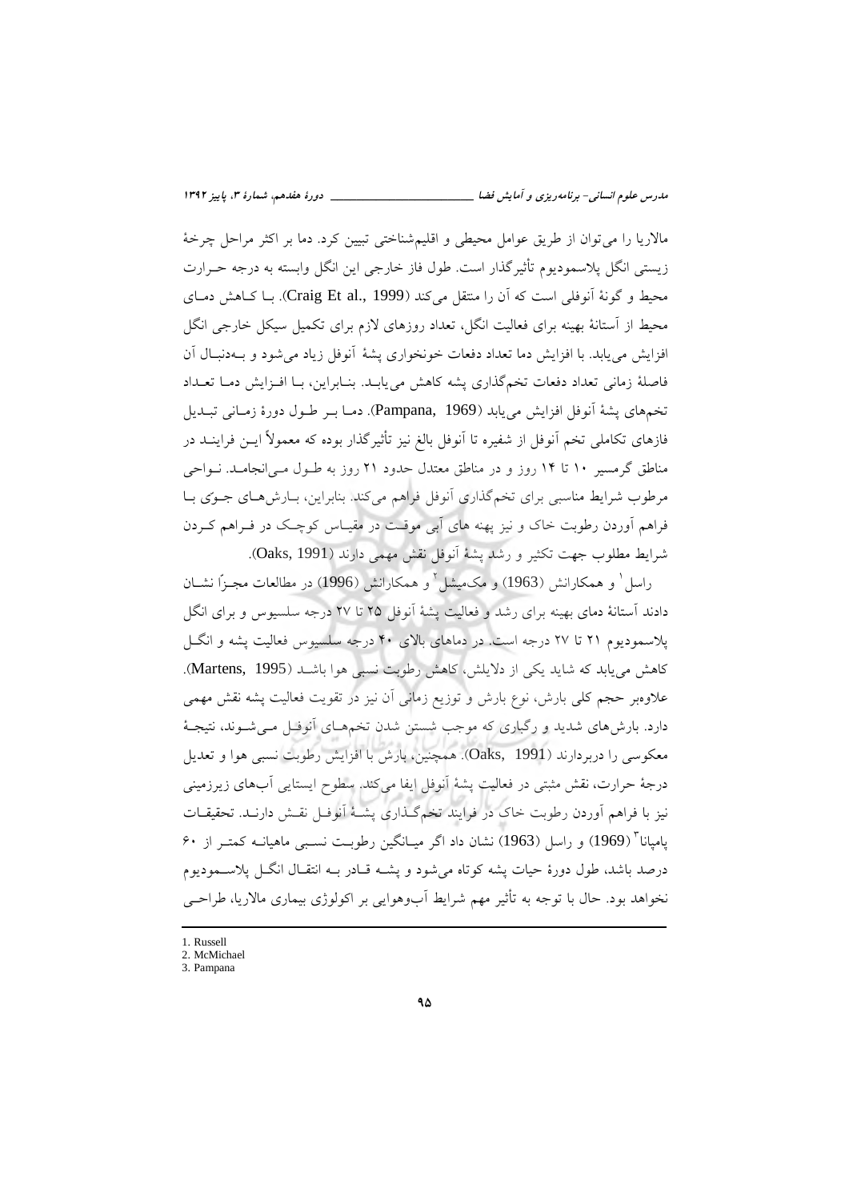مالاریا را می‌توان از طریق عوامل محیطی و اقلیم‌شناختی تبیین کرد. دما بر اکثر مراحل چرخهٔ زیستی انگل پلاسمودیوم تأثیرگذار است. طول فاز خارجی این انگل وابسته به درجه حرارت محیط و گونهٔ آنوفلی است که آن را منتقل می‌کند (Craig Et al., 1999). با کاهش دمای محیط از آستانهٔ بهینه برای فعالیت انگل، تعداد روزهای لازم برای تکمیل سیکل خارجی انگل افزایش می‌یابد. با افزایش دما تعداد دفعات خونخواری پشهٔ آنوفل زیاد می‌شود و به‌دنبال آن فاصلهٔ زمانی تعداد دفعات تخم‌گذاری پشه کاهش می‌یابد. بنابراین، با افزایش دما تعداد تخم‌های پشهٔ آنوفل افزایش می‌یابد (Pampana, 1969). دما بر طول دورهٔ زمانی تبدیل فازهای تکاملی تخم آنوفل از شفیره تا آنوفل بالغ نیز تأثیرگذار بوده که معمولاً این فرایند در مناطق گرمسیر ۱۰ تا ۱۴ روز و در مناطق معتدل حدود ۲۱ روز به طول می‌انجامد. نواحی مرطوب شرایط مناسبی برای تخم‌گذاری آنوفل فراهم می‌کند. بنابراین، بارش‌های جوی با فراهم آوردن رطوبت خاک و نیز پهنه های آبی موقت در مقیاس کوچک در فراهم کردن شرایط مطلوب جهت تکثیر و رشد پشهٔ آنوفل نقش مهمی دارند (Oaks, 1991).

راسل[1] و همکارانش (1963) و مک‌میشل[2] و همکارانش (1996) در مطالعات مجزاً نشان دادند آستانهٔ دمای بهینه برای رشد و فعالیت پشهٔ آنوفل ۲۵ تا ۲۷ درجه سلسیوس و برای انگل پلاسمودیوم ۲۱ تا ۲۷ درجه است. در دماهای بالای ۴۰ درجه سلسیوس فعالیت پشه و انگل کاهش می‌یابد که شاید یکی از دلایلش، کاهش رطوبت نسبی هوا باشد (Martens, 1995). علاوه‌بر حجم کلی بارش، نوع بارش و توزیع زمانی آن نیز در تقویت فعالیت پشه نقش مهمی دارد. بارش‌های شدید و رگباری که موجب شستن شدن تخم‌های آنوفل می‌شوند، نتیجهٔ معکوسی را دربردارند (Oaks, 1991). همچنین، بارش با افزایش رطوبت نسبی هوا و تعدیل درجهٔ حرارت، نقش مثبتی در فعالیت پشهٔ آنوفل ایفا می‌کند. سطوح ایستایی آب‌های زیرزمینی نیز با فراهم آوردن رطوبت خاک در فرایند تخم‌گذاری پشهٔ آنوفل نقش دارند. تحقیقات پامپانا[3] (1969) و راسل (1963) نشان داد اگر میانگین رطوبت نسبی ماهیانه کمتر از ۶۰ درصد باشد، طول دورهٔ حیات پشه کوتاه می‌شود و پشه قادر به انتقال انگل پلاسمودیوم نخواهد بود. حال با توجه به تأثیر مهم شرایط آب‌وهوایی بر اکولوژی بیماری مالاریا، طراحی

---

1. Russell
2. McMichael
3. Pampana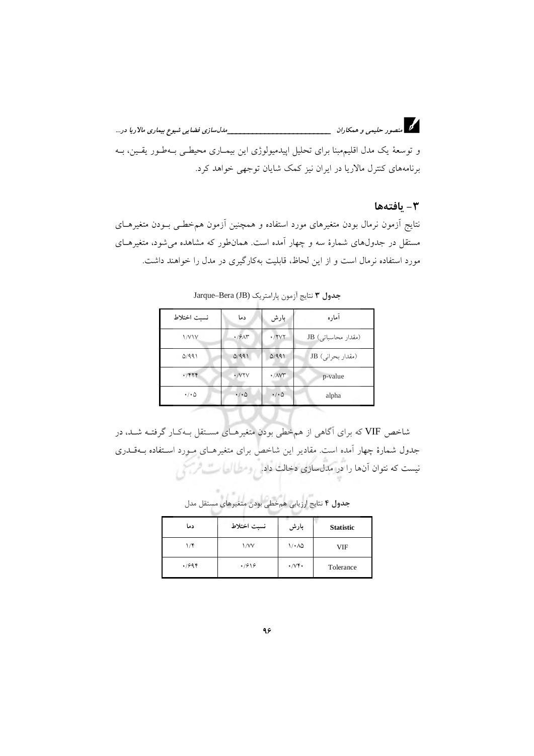و توسعهٔ یک مدل اقلیم‌مبنا برای تحلیل اپیدمیولوژی این بیماری محیطی به‌طور یقین، به برنامه‌های کنترل مالاریا در ایران نیز کمک شایان توجهی خواهد کرد.

## ۳- یافته‌ها

نتایج آزمون نرمال بودن متغیرهای مورد استفاده و همچنین آزمون هم‌خطی بودن متغیرهای مستقل در جدول‌های شمارهٔ سه و چهار آمده است. همان‌طور که مشاهده می‌شود، متغیرهای مورد استفاده نرمال است و از این لحاظ، قابلیت به‌کارگیری در مدل را خواهند داشت.

**جدول ۳** نتایج آزمون پارامتریک Jarque–Bera (JB)

| آماره | بارش | دما | نسبت اختلاط |
| --- | --- | --- | --- |
| (مقدار محاسباتی) JB | ۰/۲۷۲ | ۰/۶۸۳ | ۱/۷۱۷ |
| (مقدار بحرانی) JB | ۵/۹۹۱ | ۵/۹۹۱ | ۵/۹۹۱ |
| p-value | ۰/۸۷۳ | ۰/۷۲۷ | ۰/۴۲۴ |
| alpha | ۰/۰۵ | ۰/۰۵ | ۰/۰۵ |

شاخص VIF که برای آگاهی از هم‌خطی بودن متغیرهای مستقل به‌کار گرفته شد، در جدول شمارهٔ چهار آمده است. مقادیر این شاخص برای متغیرهای مورد استفاده به‌قدری نیست که نتوان آن‌ها را در مدل‌سازی دخالت داد.

**جدول ۴** نتایج ارزیابی هم‌خطی بودن متغیرهای مستقل مدل

| Statistic | بارش | نسبت اختلاط | دما |
| --- | --- | --- | --- |
| VIF | ۱/۰۸۵ | ۱/۷۷ | ۱/۴ |
| Tolerance | ۰/۷۴۰ | ۰/۶۱۶ | ۰/۶۹۴ |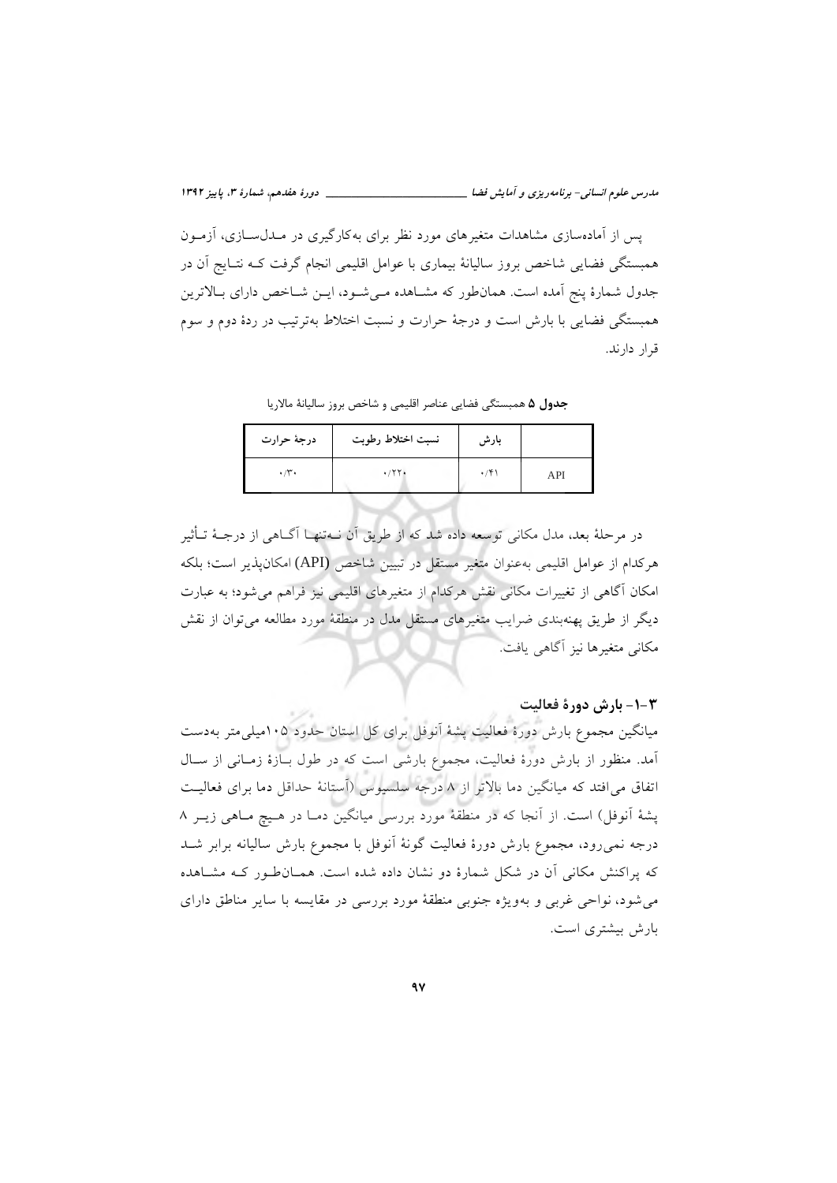پس از آماده‌سازی مشاهدات متغیرهای مورد نظر برای به‌کارگیری در مدل‌سازی، آزمون همبستگی فضایی شاخص بروز سالیانهٔ بیماری با عوامل اقلیمی انجام گرفت که نتایج آن در جدول شمارهٔ پنج آمده است. همان‌طور که مشاهده می‌شود، این شاخص دارای بالاترین همبستگی فضایی با بارش است و درجهٔ حرارت و نسبت اختلاط به‌ترتیب در ردهٔ دوم و سوم قرار دارند.

**جدول ۵** همبستگی فضایی عناصر اقلیمی و شاخص بروز سالیانهٔ مالاریا

| | بارش | نسبت اختلاط رطوبت | درجهٔ حرارت |
|---|---|---|---|
| API | ۰/۴۱ | ۰/۲۲۰ | ۰/۳۰ |

در مرحلهٔ بعد، مدل مکانی توسعه داده شد که از طریق آن نه‌تنها آگاهی از درجهٔ تأثیر هرکدام از عوامل اقلیمی به‌عنوان متغیر مستقل در تبیین شاخص (API) امکان‌پذیر است؛ بلکه امکان آگاهی از تغییرات مکانی نقش هرکدام از متغیرهای اقلیمی نیز فراهم می‌شود؛ به عبارت دیگر از طریق پهنه‌بندی ضرایب متغیرهای مستقل مدل در منطقهٔ مورد مطالعه می‌توان از نقش مکانی متغیرها نیز آگاهی یافت.

### ۳-۱- بارش دورهٔ فعالیت

میانگین مجموع بارش دورهٔ فعالیت پشهٔ آنوفل برای کل استان حدود ۱۰۵میلی‌متر به‌دست آمد. منظور از بارش دورهٔ فعالیت، مجموع بارشی است که در طول بازهٔ زمانی از سال اتفاق می‌افتد که میانگین دما بالاتر از ۸ درجه سلسیوس (آستانهٔ حداقل دما برای فعالیت پشهٔ آنوفل) است. از آنجا که در منطقهٔ مورد بررسی میانگین دما در هیچ ماهی زیر ۸ درجه نمی‌رود، مجموع بارش دورهٔ فعالیت گونهٔ آنوفل با مجموع بارش سالیانه برابر شد که پراکنش مکانی آن در شکل شمارهٔ دو نشان داده شده است. همان‌طور که مشاهده می‌شود، نواحی غربی و به‌ویژه جنوبی منطقهٔ مورد بررسی در مقایسه با سایر مناطق دارای بارش بیشتری است.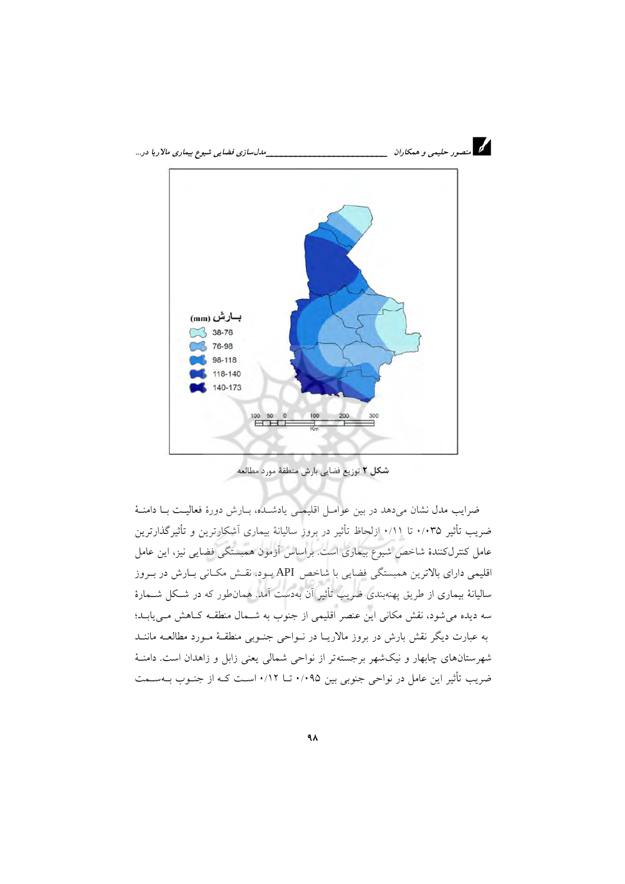بـارش (mm)

38-76

76-98

98-118

118-140

140-173

100 50 0 100 200 300

Km

**شکل ۲** توزیع فضایی بارش منطقهٔ مورد مطالعه

ضرایب مدل نشان می‌دهد در بین عوامل اقلیمی یادشده، بارش دورهٔ فعالیت با دامنهٔ ضریب تأثیر ۰/۰۳۵ تا ۰/۱۱ ازلحاظ تأثیر در بروز سالیانهٔ بیماری آشکارترین و تأثیرگذارترین عامل کنترل‌کنندهٔ شاخص شیوع بیماری است. براساس آزمون همبستگی فضایی نیز، این عامل اقلیمی دارای بالاترین همبستگی فضایی با شاخص API بود. نقش مکانی بارش در بروز سالیانهٔ بیماری از طریق پهنه‌بندی ضریب تأثیر آن به‌دست آمد. همان‌طور که در شکل شمارهٔ سه دیده می‌شود، نقش مکانی این عنصر اقلیمی از جنوب به شمال منطقه کاهش می‌یابد؛ به عبارت دیگر نقش بارش در بروز مالاریا در نواحی جنوبی منطقهٔ مورد مطالعه مانند شهرستان‌های چابهار و نیک‌شهر برجسته‌تر از نواحی شمالی یعنی زابل و زاهدان است. دامنهٔ ضریب تأثیر این عامل در نواحی جنوبی بین ۰/۰۹۵ تا ۰/۱۲ است که از جنوب به‌سمت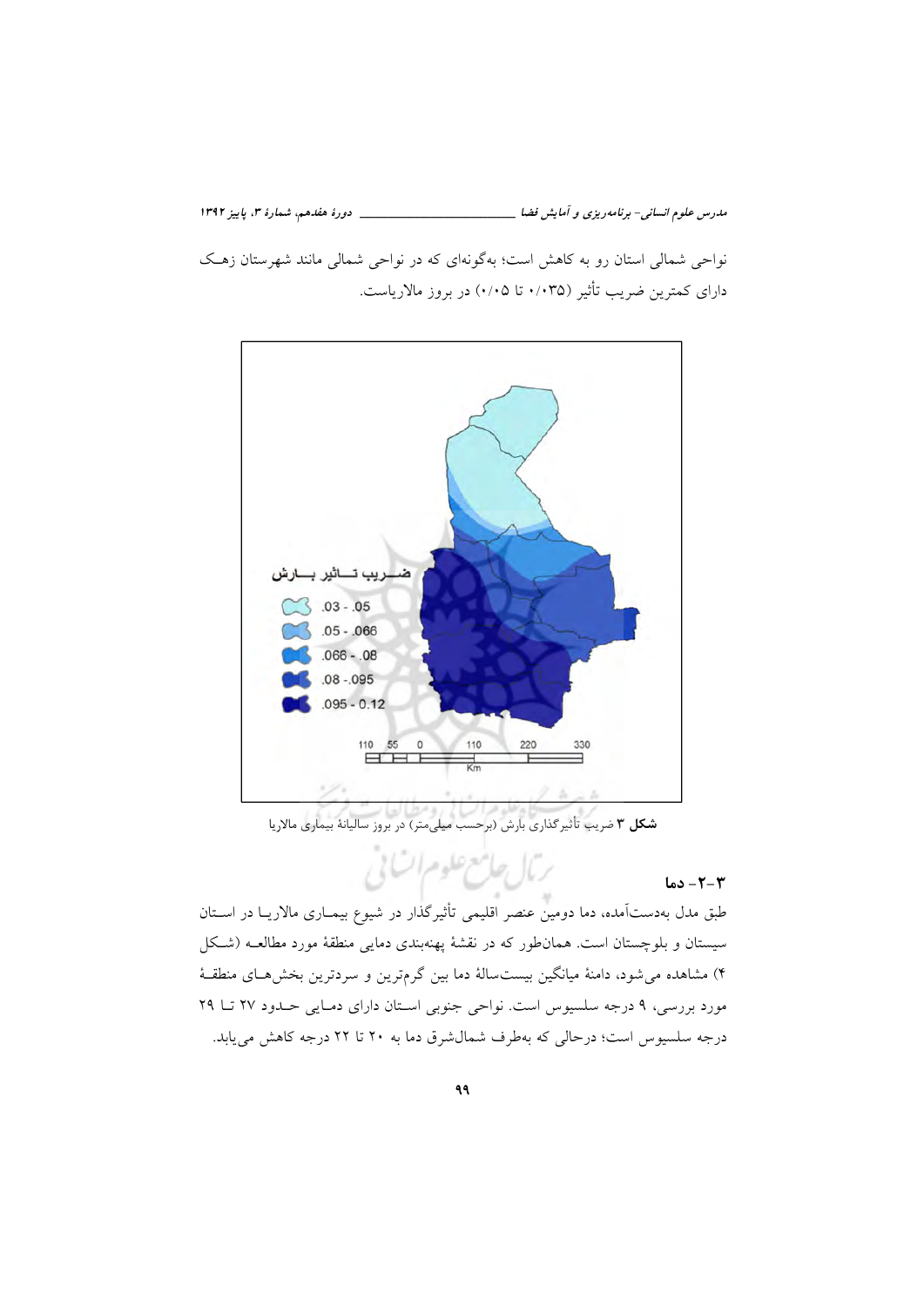نواحی شمالی استان رو به کاهش است؛ به‌گونه‌ای که در نواحی شمالی مانند شهرستان زهک دارای کمترین ضریب تأثیر (۰/۰۳۵ تا ۰/۰۵) در بروز مالاریاست.

ضـریب تـاثیر بـارش

.03 - .05

.05 - .066

.066 - .08

.08 -.095

.095 - 0.12

110 55 0 110 220 330

Km

**شکل ۳** ضریب تأثیرگذاری بارش (برحسب میلی‌متر) در بروز سالیانهٔ بیماری مالاریا

### ۳-۲- دما

طبق مدل به‌دست‌آمده، دما دومین عنصر اقلیمی تأثیرگذار در شیوع بیماری مالاریا در استان سیستان و بلوچستان است. همان‌طور که در نقشهٔ پهنه‌بندی دمایی منطقهٔ مورد مطالعه (شکل ۴) مشاهده می‌شود، دامنهٔ میانگین بیست‌سالهٔ دما بین گرم‌ترین و سردترین بخش‌های منطقهٔ مورد بررسی، ۹ درجه سلسیوس است. نواحی جنوبی استان دارای دمایی حدود ۲۷ تا ۲۹ درجه سلسیوس است؛ درحالی که به‌طرف شمال‌شرق دما به ۲۰ تا ۲۲ درجه کاهش می‌یابد.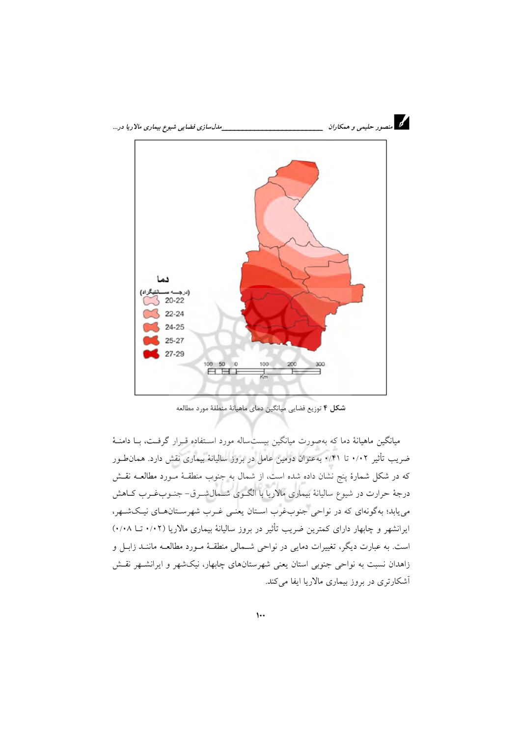دما

(درجه سانتیگراد)

20-22

22-24

24-25

25-27

27-29

100 50 0 100 200 300

Km

**شکل ۴** توزیع فضایی میانگین دمای ماهیانهٔ منطقهٔ مورد مطالعه

میانگین ماهیانهٔ دما که به‌صورت میانگین بیست‌ساله مورد استفاده قرار گرفت، با دامنهٔ ضریب تأثیر ۰/۰۲ تا ۰/۴۱ به‌عنوان دومین عامل در بروز سالیانهٔ بیماری نقش دارد. همان‌طور که در شکل شمارهٔ پنج نشان داده شده است، از شمال به جنوب منطقهٔ مورد مطالعه نقش درجهٔ حرارت در شیوع سالیانهٔ بیماری مالاریا با الگوی شمال‌شرق- جنوب‌غرب کاهش می‌یابد؛ به‌گونه‌ای که در نواحی جنوب‌غرب استان یعنی غرب شهرستان‌های نیک‌شهر، ایرانشهر و چابهار دارای کمترین ضریب تأثیر در بروز سالیانهٔ بیماری مالاریا (۰/۰۲ تا ۰/۰۸) است. به عبارت دیگر، تغییرات دمایی در نواحی شمالی منطقهٔ مورد مطالعه مانند زابل و زاهدان نسبت به نواحی جنوبی استان یعنی شهرستان‌های چابهار، نیک‌شهر و ایرانشهر نقش آشکارتری در بروز بیماری مالاریا ایفا می‌کند.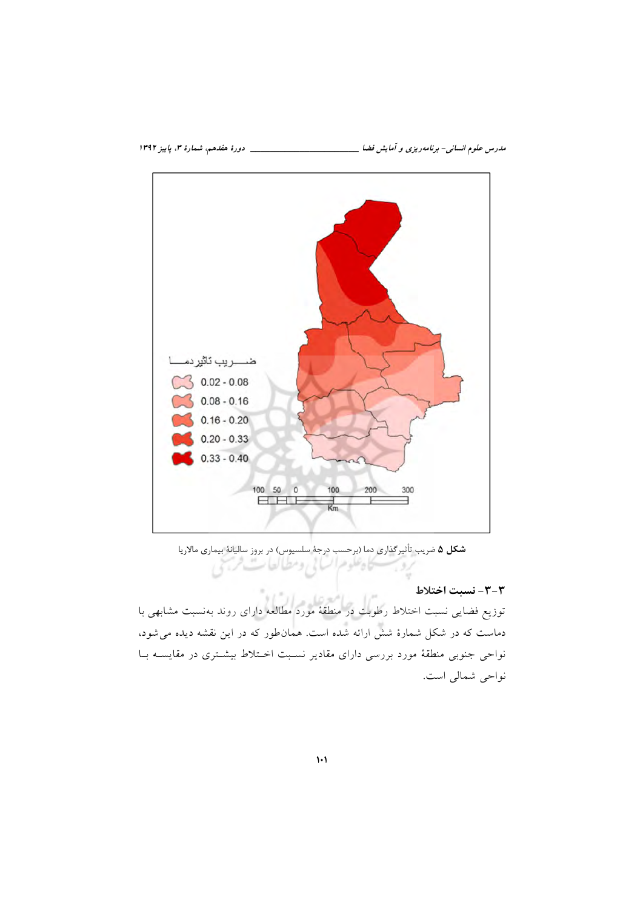ضـــریب تاثیر دمـــا

0.02 - 0.08

0.08 - 0.16

0.16 - 0.20

0.20 - 0.33

0.33 - 0.40

100 50 0 100 200 300

Km

**شکل ۵** ضریب تأثیرگذاری دما (برحسب درجهٔ سلسیوس) در بروز سالیانهٔ بیماری مالاریا

### ۳-۳- نسبت اختلاط

توزیع فضایی نسبت اختلاط رطوبت در منطقهٔ مورد مطالعه دارای روند به‌نسبت مشابهی با دماست که در شکل شمارهٔ شش ارائه شده است. همان‌طور که در این نقشه دیده می‌شود، نواحی جنوبی منطقهٔ مورد بررسی دارای مقادیر نسبت اختلاط بیشتری در مقایسه با نواحی شمالی است.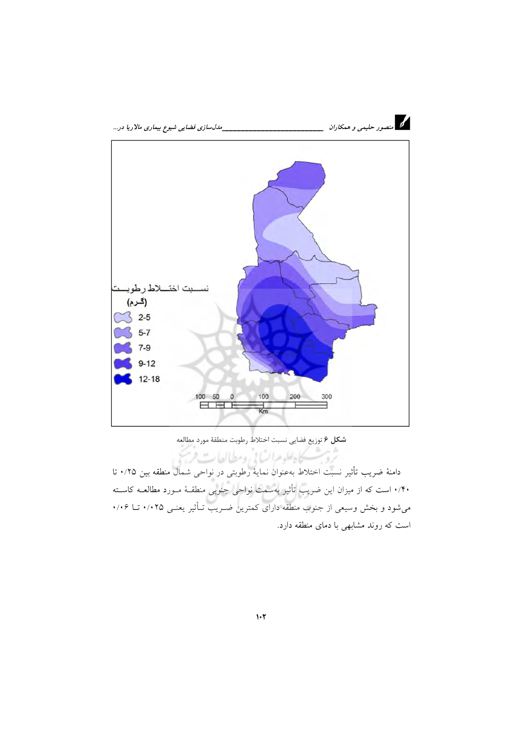نسبت اختلاط رطوبت

(گرم)

2-5

5-7

7-9

9-12

12-18

100 50 0 100 200 300

Km

**شکل ۶** توزیع فضایی نسبت اختلاط رطوبت منطقهٔ مورد مطالعه

دامنهٔ ضریب تأثیر نسبت اختلاط به‌عنوان نمایهٔ رطوبتی در نواحی شمال منطقه بین ۰/۲۵ تا ۰/۴۰ است که از میزان این ضریب تأثیر به‌سمت نواحی جنوبی منطقهٔ مورد مطالعه کاسته می‌شود و بخش وسیعی از جنوب منطقه دارای کمترین ضریب تأثیر یعنی ۰/۰۲۵ تا ۰/۰۶ است که روند مشابهی با دمای منطقه دارد.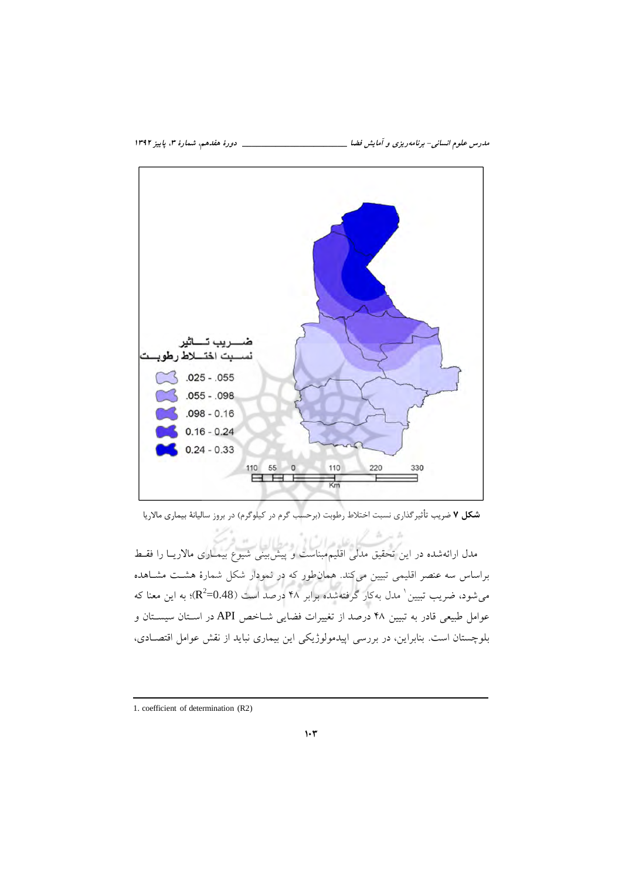ضـــریب تـــاثیر
نســبت اختــلاط رطوبــت

.025 - .055

.055 - .098

.098 - 0.16

0.16 - 0.24

0.24 - 0.33

110 55 0 110 220 330

Km

**شکل ۷** ضریب تأثیرگذاری نسبت اختلاط رطوبت (برحسب گرم در کیلوگرم) در بروز سالیانهٔ بیماری مالاریا

مدل ارائه‌شده در این تحقیق مدلی اقلیم‌مبناست و پیش‌بینی شیوع بیماری مالاریا را فقط براساس سه عنصر اقلیمی تبیین می‌کند. همان‌طور که در نمودار شکل شمارهٔ هشت مشاهده می‌شود، ضریب تبیین[1] مدل به‌کار گرفته‌شده برابر ۴۸ درصد است ($R^2=0.48$)؛ به این معنا که عوامل طبیعی قادر به تبیین ۴۸ درصد از تغییرات فضایی شاخص API در استان سیستان و بلوچستان است. بنابراین، در بررسی اپیدمولوژیکی این بیماری نباید از نقش عوامل اقتصادی،

1. coefficient of determination (R2)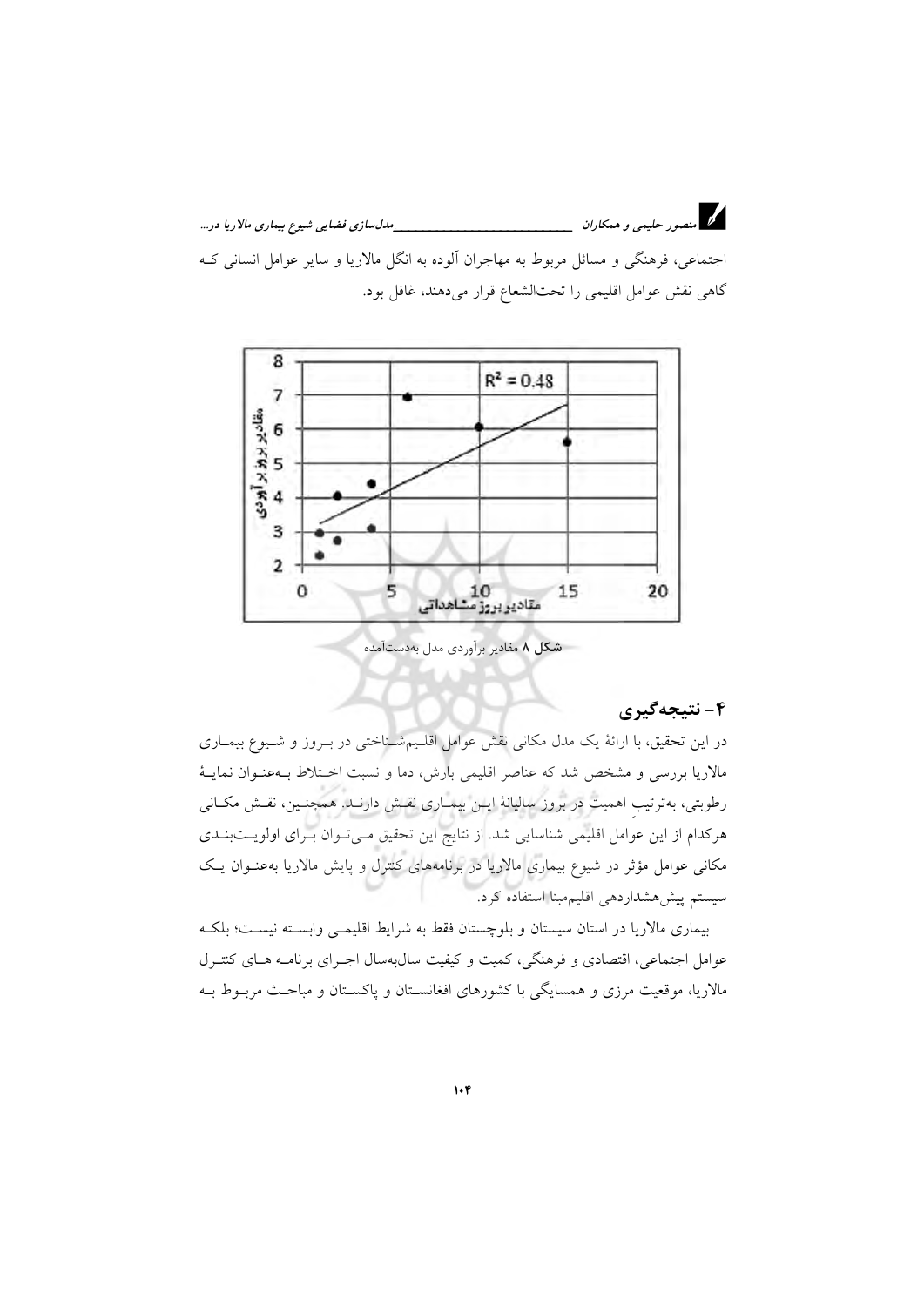اجتماعی، فرهنگی و مسائل مربوط به مهاجران آلوده به انگل مالاریا و سایر عوامل انسانی که گاهی نقش عوامل اقلیمی را تحت‌الشعاع قرار می‌دهند، غافل بود.

$R^2 = 0.48$

مقادیر بروز برآوردی

مقادیر بروز مشاهداتی

8
7
6
5
4
3
2

0
5
10
15
20

**شکل ۸** مقادیر برآوردی مدل به‌دست‌آمده

## ۴- نتیجه‌گیری

در این تحقیق، با ارائهٔ یک مدل مکانی نقش عوامل اقلیم‌شناختی در بروز و شیوع بیماری مالاریا بررسی و مشخص شد که عناصر اقلیمی بارش، دما و نسبت اختلاط به‌عنوان نمایهٔ رطوبتی، به‌ترتیبِ اهمیت در بروز سالیانهٔ این بیماری نقش دارند. همچنین، نقش مکانی هرکدام از این عوامل اقلیمی شناسایی شد. از نتایج این تحقیق می‌توان برای اولویت‌بندی مکانی عوامل مؤثر در شیوع بیماری مالاریا در برنامه‌های کنترل و پایش مالاریا به‌عنوان یک سیستم پیش‌هشداردهی اقلیم‌مبنا استفاده کرد.

بیماری مالاریا در استان سیستان و بلوچستان فقط به شرایط اقلیمی وابسته نیست؛ بلکه عوامل اجتماعی، اقتصادی و فرهنگی، کمیت و کیفیت سال‌به‌سال اجرای برنامه های کنترل مالاریا، موقعیت مرزی و همسایگی با کشورهای افغانستان و پاکستان و مباحث مربوط به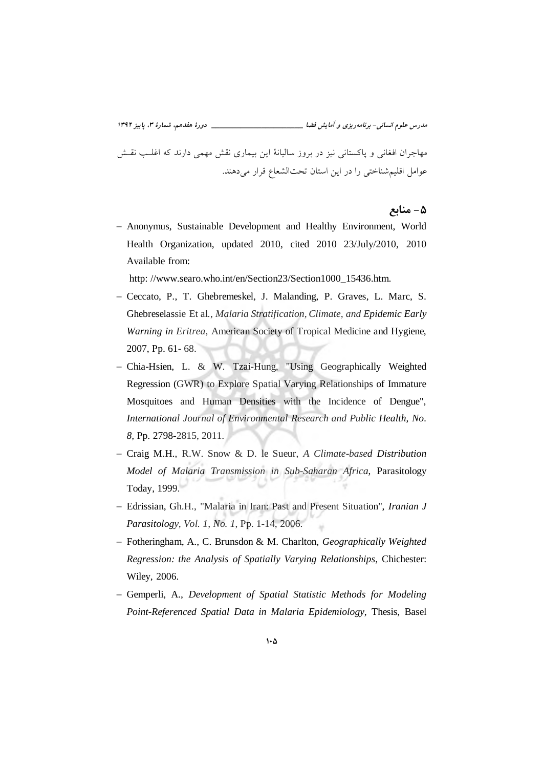مهاجران افغانی و پاکستانی نیز در بروز سالیانهٔ این بیماری نقش مهمی دارند که اغلب نقش عوامل اقلیم‌شناختی را در این استان تحت‌الشعاع قرار می‌دهند.

## ۵- منابع

- Anonymus, Sustainable Development and Healthy Environment, World Health Organization, updated 2010, cited 2010 23/July/2010, 2010 Available from: http: //www.searo.who.int/en/Section23/Section1000_15436.htm.
- Ceccato, P., T. Ghebremeskel, J. Malanding, P. Graves, L. Marc, S. Ghebreselassie Et al., *Malaria Stratification, Climate, and Epidemic Early Warning in Eritrea*, American Society of Tropical Medicine and Hygiene, 2007, Pp. 61- 68.
- Chia-Hsien, L. & W. Tzai-Hung, "Using Geographically Weighted Regression (GWR) to Explore Spatial Varying Relationships of Immature Mosquitoes and Human Densities with the Incidence of Dengue", *International Journal of Environmental Research and Public Health, No. 8*, Pp. 2798-2815, 2011.
- Craig M.H., R.W. Snow & D. le Sueur, *A Climate-based Distribution Model of Malaria Transmission in Sub-Saharan Africa*, Parasitology Today, 1999.
- Edrissian, Gh.H., "Malaria in Iran: Past and Present Situation", *Iranian J Parasitology, Vol. 1, No. 1*, Pp. 1-14, 2006.
- Fotheringham, A., C. Brunsdon & M. Charlton, *Geographically Weighted Regression: the Analysis of Spatially Varying Relationships*, Chichester: Wiley, 2006.
- Gemperli, A., *Development of Spatial Statistic Methods for Modeling Point-Referenced Spatial Data in Malaria Epidemiology*, Thesis, Basel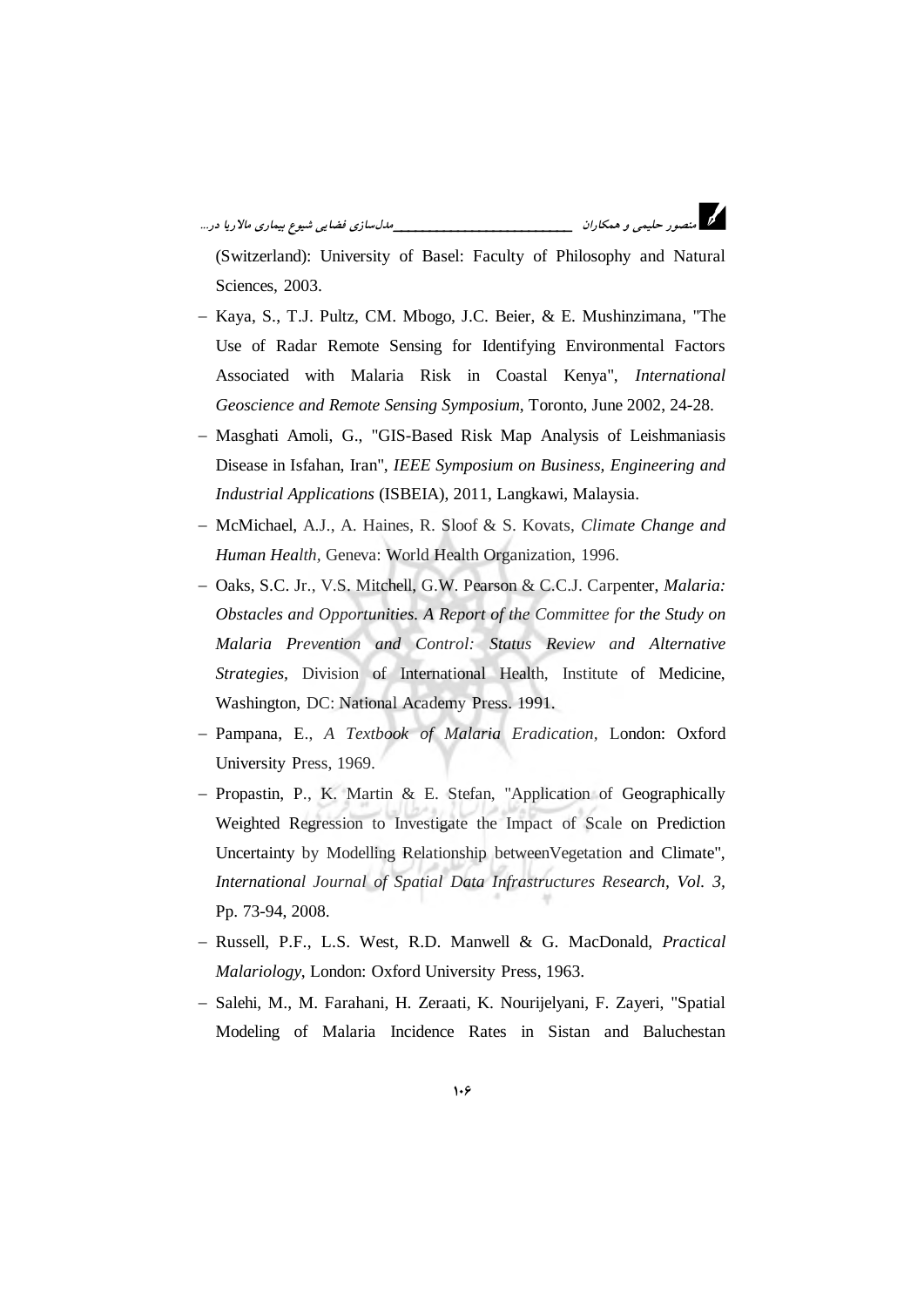(Switzerland): University of Basel: Faculty of Philosophy and Natural Sciences, 2003.

- Kaya, S., T.J. Pultz, CM. Mbogo, J.C. Beier, & E. Mushinzimana, "The Use of Radar Remote Sensing for Identifying Environmental Factors Associated with Malaria Risk in Coastal Kenya", *International Geoscience and Remote Sensing Symposium*, Toronto, June 2002, 24-28.
- Masghati Amoli, G., "GIS-Based Risk Map Analysis of Leishmaniasis Disease in Isfahan, Iran", *IEEE Symposium on Business, Engineering and Industrial Applications* (ISBEIA), 2011, Langkawi, Malaysia.
- McMichael, A.J., A. Haines, R. Sloof & S. Kovats, *Climate Change and Human Health*, Geneva: World Health Organization, 1996.
- Oaks, S.C. Jr., V.S. Mitchell, G.W. Pearson & C.C.J. Carpenter, *Malaria: Obstacles and Opportunities. A Report of the Committee for the Study on Malaria Prevention and Control: Status Review and Alternative Strategies*, Division of International Health, Institute of Medicine, Washington, DC: National Academy Press. 1991.
- Pampana, E., *A Textbook of Malaria Eradication*, London: Oxford University Press, 1969.
- Propastin, P., K. Martin & E. Stefan, "Application of Geographically Weighted Regression to Investigate the Impact of Scale on Prediction Uncertainty by Modelling Relationship betweenVegetation and Climate", *International Journal of Spatial Data Infrastructures Research, Vol. 3*, Pp. 73-94, 2008.
- Russell, P.F., L.S. West, R.D. Manwell & G. MacDonald, *Practical Malariology*, London: Oxford University Press, 1963.
- Salehi, M., M. Farahani, H. Zeraati, K. Nourijelyani, F. Zayeri, "Spatial Modeling of Malaria Incidence Rates in Sistan and Baluchestan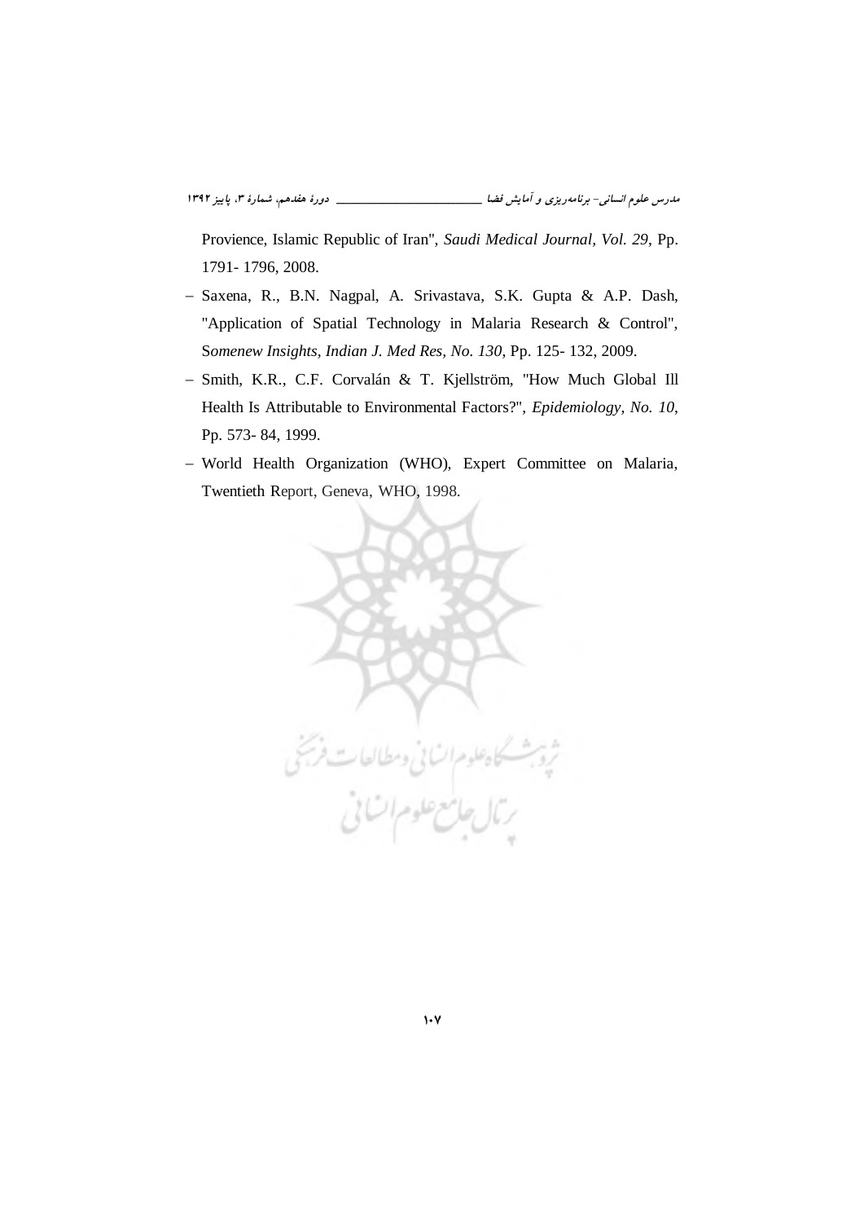Provience, Islamic Republic of Iran", *Saudi Medical Journal, Vol. 29*, Pp. 1791- 1796, 2008.

- Saxena, R., B.N. Nagpal, A. Srivastava, S.K. Gupta & A.P. Dash, "Application of Spatial Technology in Malaria Research & Control", S*omenew Insights, Indian J. Med Res, No. 130*, Pp. 125- 132, 2009.
- Smith, K.R., C.F. Corvalán & T. Kjellström, "How Much Global Ill Health Is Attributable to Environmental Factors?", *Epidemiology, No. 10*, Pp. 573- 84, 1999.
- World Health Organization (WHO), Expert Committee on Malaria, Twentieth Report, Geneva, WHO, 1998.